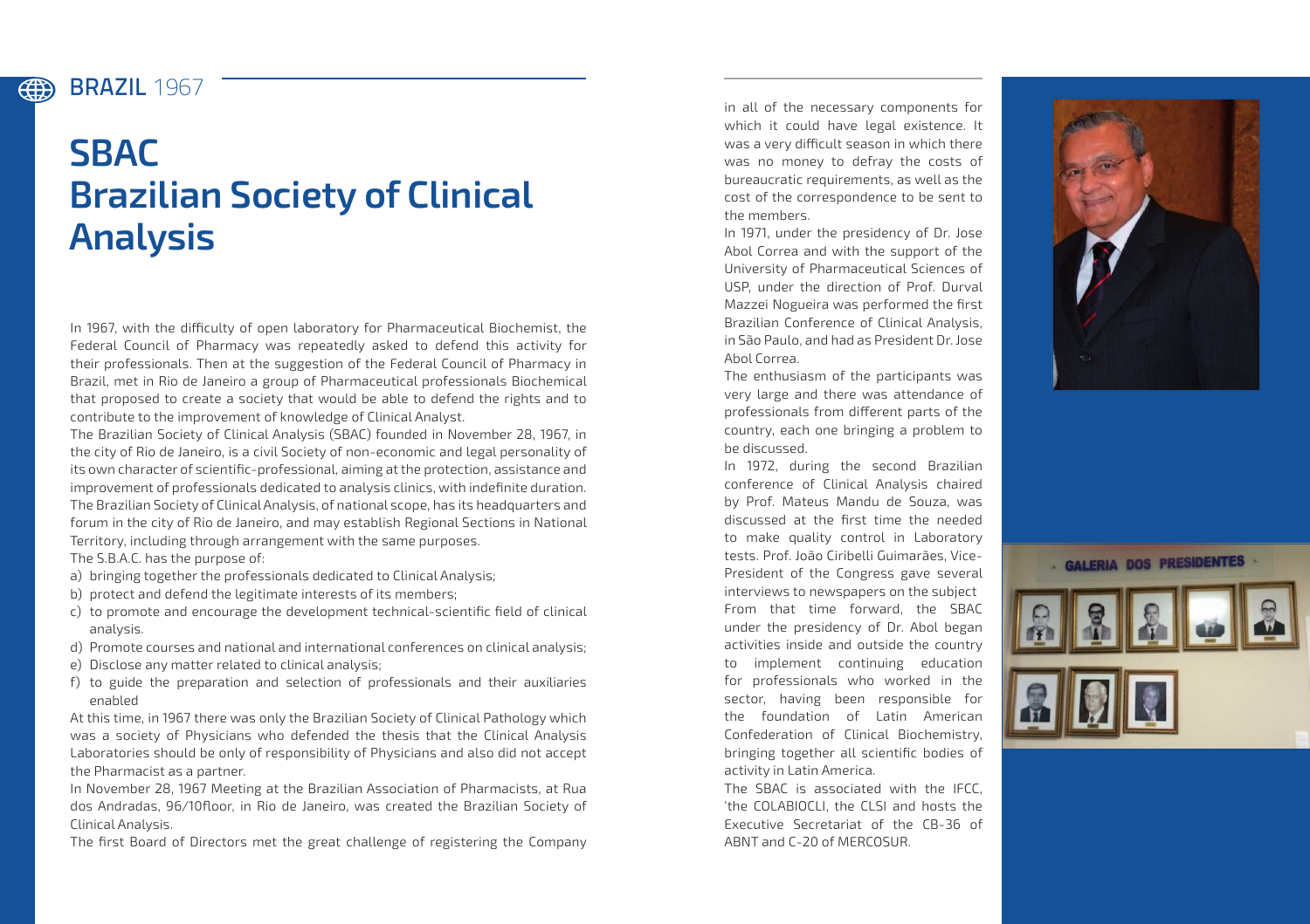BRAZIL 1967

# SBAC
# Brazilian Society of Clinical Analysis

In 1967, with the difficulty of open laboratory for Pharmaceutical Biochemist, the Federal Council of Pharmacy was repeatedly asked to defend this activity for their professionals. Then at the suggestion of the Federal Council of Pharmacy in Brazil, met in Rio de Janeiro a group of Pharmaceutical professionals Biochemical that proposed to create a society that would be able to defend the rights and to contribute to the improvement of knowledge of Clinical Analyst.

The Brazilian Society of Clinical Analysis (SBAC) founded in November 28, 1967, in the city of Rio de Janeiro, is a civil Society of non-economic and legal personality of its own character of scientific-professional, aiming at the protection, assistance and improvement of professionals dedicated to analysis clinics, with indefinite duration.

The Brazilian Society of Clinical Analysis, of national scope, has its headquarters and forum in the city of Rio de Janeiro, and may establish Regional Sections in National Territory, including through arrangement with the same purposes.

The S.B.A.C. has the purpose of:

a) bringing together the professionals dedicated to Clinical Analysis;
b) protect and defend the legitimate interests of its members;
c) to promote and encourage the development technical-scientific field of clinical analysis.
d) Promote courses and national and international conferences on clinical analysis;
e) Disclose any matter related to clinical analysis;
f) to guide the preparation and selection of professionals and their auxiliaries enabled

At this time, in 1967 there was only the Brazilian Society of Clinical Pathology which was a society of Physicians who defended the thesis that the Clinical Analysis Laboratories should be only of responsibility of Physicians and also did not accept the Pharmacist as a partner.

In November 28, 1967 Meeting at the Brazilian Association of Pharmacists, at Rua dos Andradas, 96/10floor, in Rio de Janeiro, was created the Brazilian Society of Clinical Analysis.

The first Board of Directors met the great challenge of registering the Company in all of the necessary components for which it could have legal existence. It was a very difficult season in which there was no money to defray the costs of bureaucratic requirements, as well as the cost of the correspondence to be sent to the members.

In 1971, under the presidency of Dr. Jose Abol Correa and with the support of the University of Pharmaceutical Sciences of USP, under the direction of Prof. Durval Mazzei Nogueira was performed the first Brazilian Conference of Clinical Analysis, in São Paulo, and had as President Dr. Jose Abol Correa.

The enthusiasm of the participants was very large and there was attendance of professionals from different parts of the country, each one bringing a problem to be discussed.

In 1972, during the second Brazilian conference of Clinical Analysis chaired by Prof. Mateus Mandu de Souza, was discussed at the first time the needed to make quality control in Laboratory tests. Prof. João Ciribelli Guimarães, Vice-President of the Congress gave several interviews to newspapers on the subject

From that time forward, the SBAC under the presidency of Dr. Abol began activities inside and outside the country to implement continuing education for professionals who worked in the sector, having been responsible for the foundation of Latin American Confederation of Clinical Biochemistry, bringing together all scientific bodies of activity in Latin America.

The SBAC is associated with the IFCC, 'the COLABIOCLI, the CLSI and hosts the Executive Secretariat of the CB-36 of ABNT and C-20 of MERCOSUR.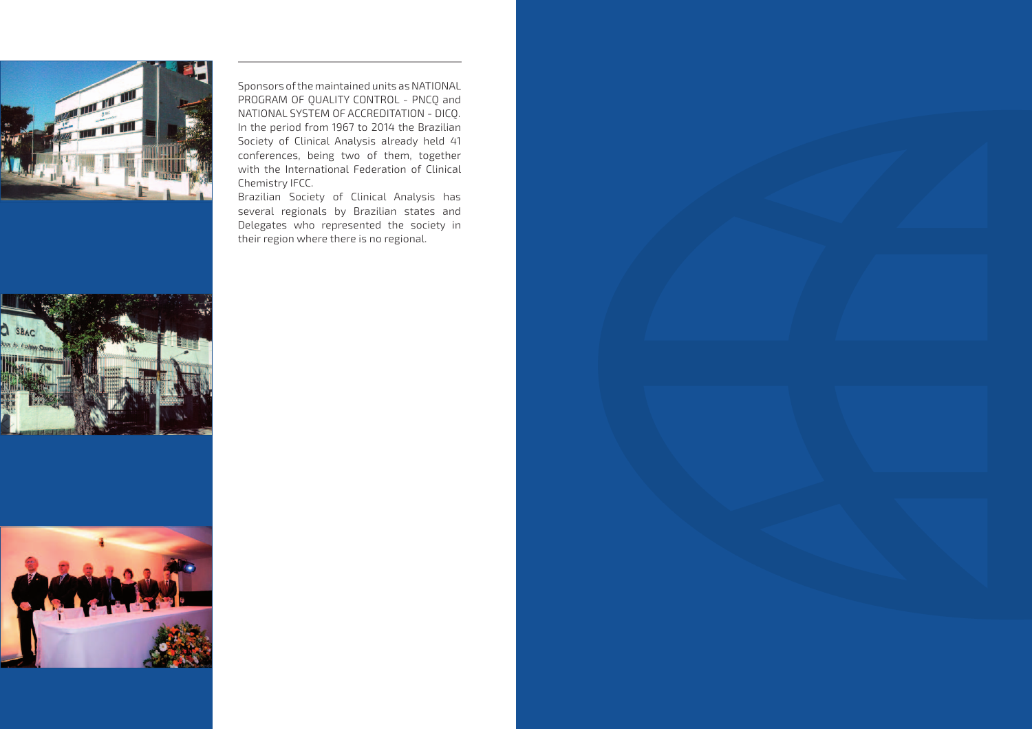Sponsors of the maintained units as NATIONAL PROGRAM OF QUALITY CONTROL - PNCQ and NATIONAL SYSTEM OF ACCREDITATION - DICQ. In the period from 1967 to 2014 the Brazilian Society of Clinical Analysis already held 41 conferences, being two of them, together with the International Federation of Clinical Chemistry IFCC.

Brazilian Society of Clinical Analysis has several regionals by Brazilian states and Delegates who represented the society in their region where there is no regional.